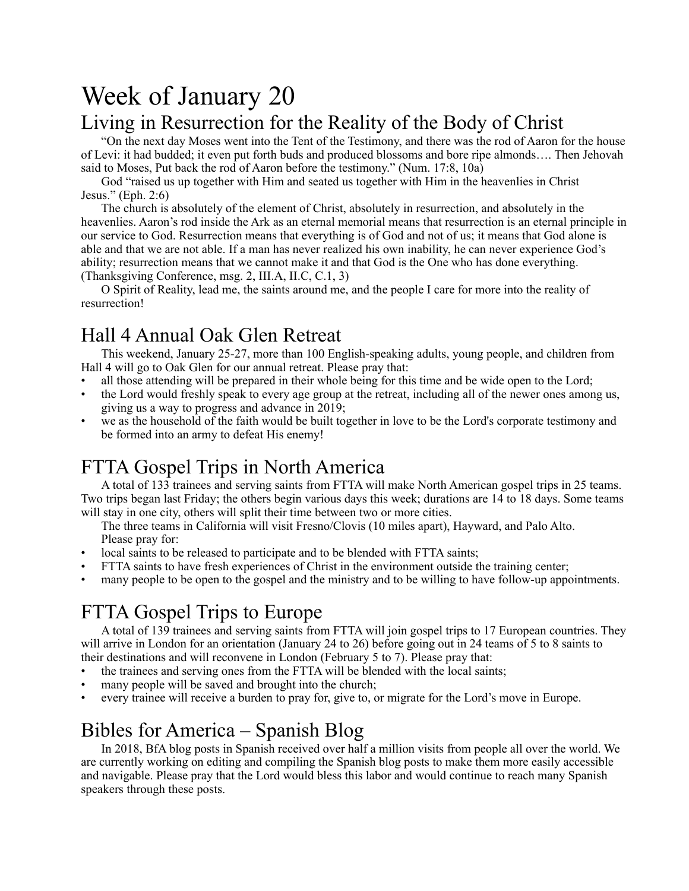# Week of January 20

## Living in Resurrection for the Reality of the Body of Christ

"On the next day Moses went into the Tent of the Testimony, and there was the rod of Aaron for the house of Levi: it had budded; it even put forth buds and produced blossoms and bore ripe almonds…. Then Jehovah said to Moses, Put back the rod of Aaron before the testimony." (Num. 17:8, 10a)

God "raised us up together with Him and seated us together with Him in the heavenlies in Christ Jesus." (Eph. 2:6)

The church is absolutely of the element of Christ, absolutely in resurrection, and absolutely in the heavenlies. Aaron's rod inside the Ark as an eternal memorial means that resurrection is an eternal principle in our service to God. Resurrection means that everything is of God and not of us; it means that God alone is able and that we are not able. If a man has never realized his own inability, he can never experience God's ability; resurrection means that we cannot make it and that God is the One who has done everything. (Thanksgiving Conference, msg. 2, III.A, II.C, C.1, 3)

O Spirit of Reality, lead me, the saints around me, and the people I care for more into the reality of resurrection!

## Hall 4 Annual Oak Glen Retreat

This weekend, January 25-27, more than 100 English-speaking adults, young people, and children from Hall 4 will go to Oak Glen for our annual retreat. Please pray that:

- all those attending will be prepared in their whole being for this time and be wide open to the Lord;
- the Lord would freshly speak to every age group at the retreat, including all of the newer ones among us, giving us a way to progress and advance in 2019;
- we as the household of the faith would be built together in love to be the Lord's corporate testimony and be formed into an army to defeat His enemy!

## FTTA Gospel Trips in North America

A total of 133 trainees and serving saints from FTTA will make North American gospel trips in 25 teams. Two trips began last Friday; the others begin various days this week; durations are 14 to 18 days. Some teams will stay in one city, others will split their time between two or more cities.

The three teams in California will visit Fresno/Clovis (10 miles apart), Hayward, and Palo Alto.

Please pray for:

- local saints to be released to participate and to be blended with FTTA saints;
- FTTA saints to have fresh experiences of Christ in the environment outside the training center;
- many people to be open to the gospel and the ministry and to be willing to have follow-up appointments.

## FTTA Gospel Trips to Europe

A total of 139 trainees and serving saints from FTTA will join gospel trips to 17 European countries. They will arrive in London for an orientation (January 24 to 26) before going out in 24 teams of 5 to 8 saints to their destinations and will reconvene in London (February 5 to 7). Please pray that:

- the trainees and serving ones from the FTTA will be blended with the local saints;
- many people will be saved and brought into the church;
- every trainee will receive a burden to pray for, give to, or migrate for the Lord's move in Europe.

## Bibles for America – Spanish Blog

In 2018, BfA blog posts in Spanish received over half a million visits from people all over the world. We are currently working on editing and compiling the Spanish blog posts to make them more easily accessible and navigable. Please pray that the Lord would bless this labor and would continue to reach many Spanish speakers through these posts.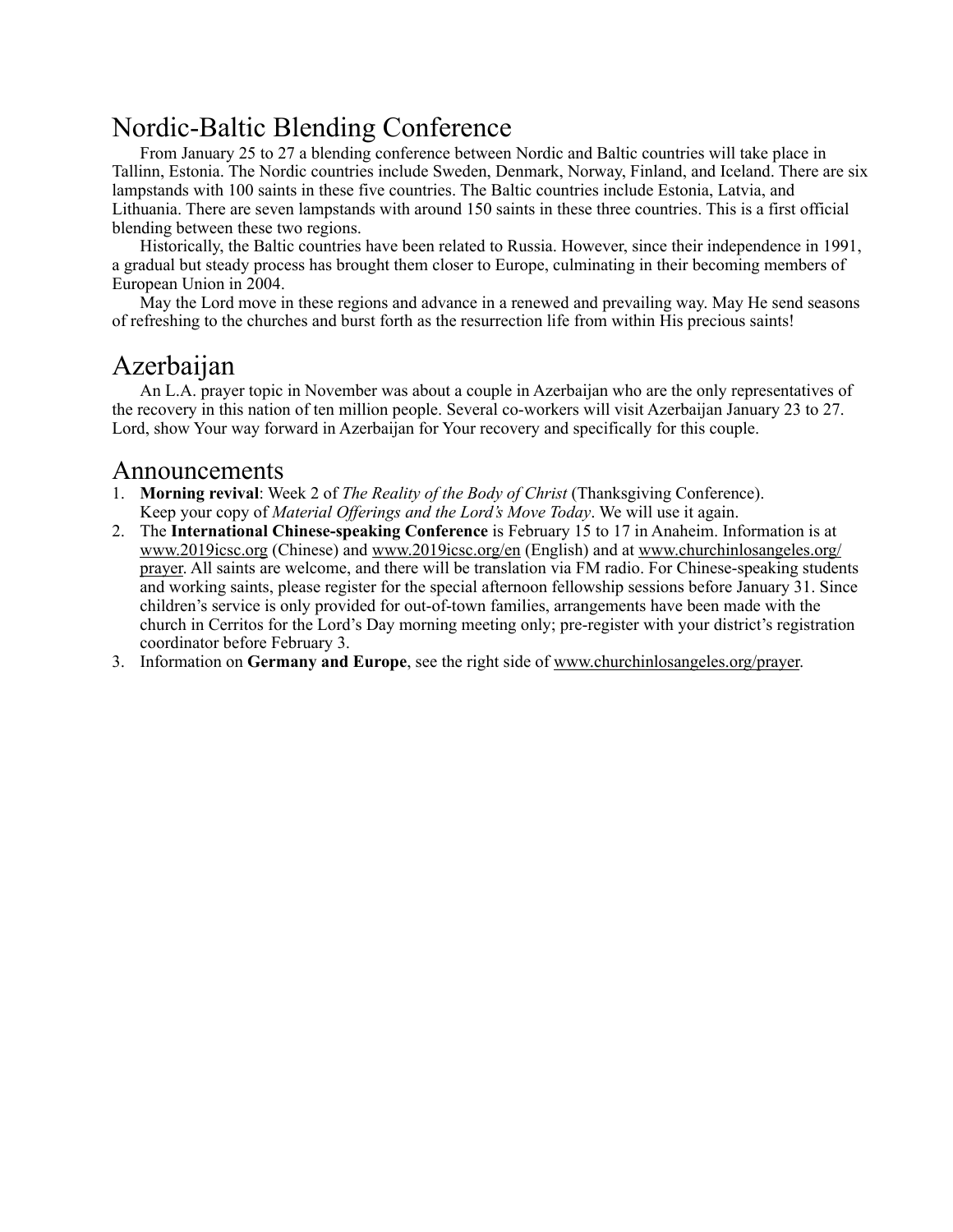## Nordic-Baltic Blending Conference

From January 25 to 27 a blending conference between Nordic and Baltic countries will take place in Tallinn, Estonia. The Nordic countries include Sweden, Denmark, Norway, Finland, and Iceland. There are six lampstands with 100 saints in these five countries. The Baltic countries include Estonia, Latvia, and Lithuania. There are seven lampstands with around 150 saints in these three countries. This is a first official blending between these two regions.

Historically, the Baltic countries have been related to Russia. However, since their independence in 1991, a gradual but steady process has brought them closer to Europe, culminating in their becoming members of European Union in 2004.

May the Lord move in these regions and advance in a renewed and prevailing way. May He send seasons of refreshing to the churches and burst forth as the resurrection life from within His precious saints!

## Azerbaijan

An L.A. prayer topic in November was about a couple in Azerbaijan who are the only representatives of the recovery in this nation of ten million people. Several co-workers will visit Azerbaijan January 23 to 27. Lord, show Your way forward in Azerbaijan for Your recovery and specifically for this couple.

## Announcements

1. **Morning revival**: Week 2 of *The Reality of the Body of Christ* (Thanksgiving Conference). Keep your copy of *Material Offerings and the Lord's Move Today*. We will use it again.
2. The **International Chinese-speaking Conference** is February 15 to 17 in Anaheim. Information is at www.2019icsc.org (Chinese) and www.2019icsc.org/en (English) and at www.churchinlosangeles.org/prayer. All saints are welcome, and there will be translation via FM radio. For Chinese-speaking students and working saints, please register for the special afternoon fellowship sessions before January 31. Since children's service is only provided for out-of-town families, arrangements have been made with the church in Cerritos for the Lord's Day morning meeting only; pre-register with your district's registration coordinator before February 3.
3. Information on **Germany and Europe**, see the right side of www.churchinlosangeles.org/prayer.